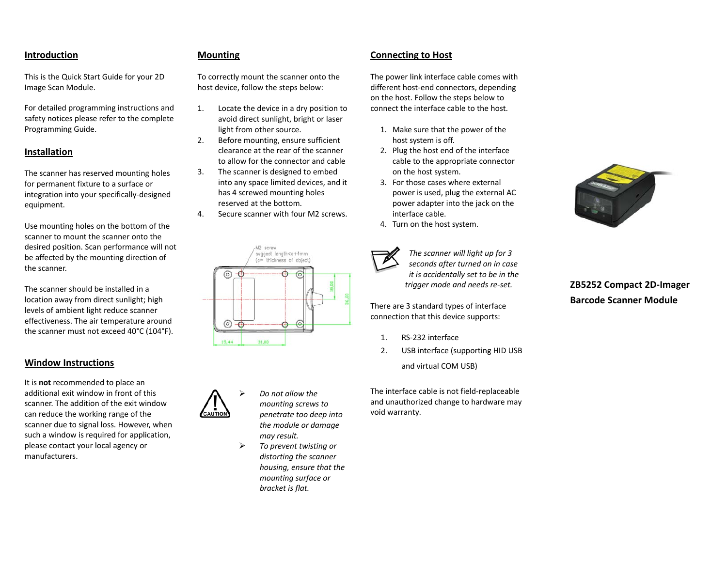## Introduction

This is the Quick Start Guide for your 2D Image Scan Module.

For detailed programming instructions and safety notices please refer to the complete Programming Guide.

## Installation

The scanner has reserved mounting holes for permanent fixture to a surface or integration into your specifically-designed equipment.

Use mounting holes on the bottom of the scanner to mount the scanner onto the desired position. Scan performance will not be affected by the mounting direction of the scanner.

The scanner should be installed in a location away from direct sunlight; high levels of ambient light reduce scanner effectiveness. The air temperature around the scanner must not exceed 40°C (104°F).

## Window Instructions

It is **not** recommended to place an additional exit window in front of this scanner. The addition of the exit window can reduce the working range of the scanner due to signal loss. However, when such a window is required for application, please contact your local agency or manufacturers.

## Mounting

To correctly mount the scanner onto the host device, follow the steps below:

1. Locate the device in a dry position to avoid direct sunlight, bright or laser light from other source.
2. Before mounting, ensure sufficient clearance at the rear of the scanner to allow for the connector and cable
3. The scanner is designed to embed into any space limited devices, and it has 4 screwed mounting holes reserved at the bottom.
4. Secure scanner with four M2 screws.

M2 screw
suggest length<c+4mm
(c= thickness of object)

19,00
36,00
19,44
31,00

CAUTION

- *Do not allow the mounting screws to penetrate too deep into the module or damage may result.*
- *To prevent twisting or distorting the scanner housing, ensure that the mounting surface or bracket is flat.*

## Connecting to Host

The power link interface cable comes with different host-end connectors, depending on the host. Follow the steps below to connect the interface cable to the host.

1. Make sure that the power of the host system is off.
2. Plug the host end of the interface cable to the appropriate connector on the host system.
3. For those cases where external power is used, plug the external AC power adapter into the jack on the interface cable.
4. Turn on the host system.

*The scanner will light up for 3 seconds after turned on in case it is accidentally set to be in the trigger mode and needs re-set.*

There are 3 standard types of interface connection that this device supports:

1. RS-232 interface
2. USB interface (supporting HID USB and virtual COM USB)

The interface cable is not field-replaceable and unauthorized change to hardware may void warranty.

**ZB5252 Compact 2D-Imager Barcode Scanner Module**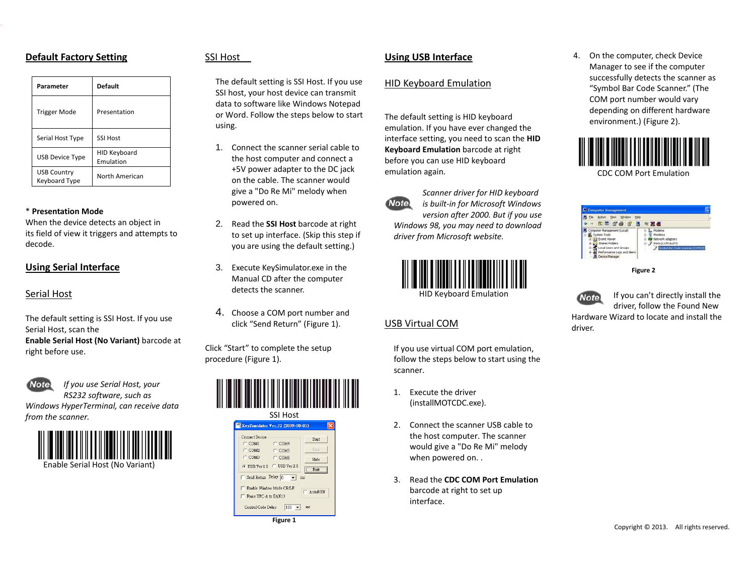## Default Factory Setting

| Parameter | Default |
|---|---|
| Trigger Mode | Presentation |
| Serial Host Type | SSI Host |
| USB Device Type | HID Keyboard Emulation |
| USB Country Keyboard Type | North American |

\* **Presentation Mode**
When the device detects an object in its field of view it triggers and attempts to decode.

## Using Serial Interface

### Serial Host

The default setting is SSI Host. If you use Serial Host, scan the **Enable Serial Host (No Variant)** barcode at right before use.

*Note: If you use Serial Host, your RS232 software, such as Windows HyperTerminal, can receive data from the scanner.*

Enable Serial Host (No Variant)

### SSI Host

The default setting is SSI Host. If you use SSI host, your host device can transmit data to software like Windows Notepad or Word. Follow the steps below to start using.

1. Connect the scanner serial cable to the host computer and connect a +5V power adapter to the DC jack on the cable. The scanner would give a "Do Re Mi" melody when powered on.
2. Read the **SSI Host** barcode at right to set up interface. (Skip this step if you are using the default setting.)
3. Execute KeySimulator.exe in the Manual CD after the computer detects the scanner.
4. Choose a COM port number and click "Send Return" (Figure 1).

Click "Start" to complete the setup procedure (Figure 1).

SSI Host

Figure 1

## Using USB Interface

### HID Keyboard Emulation

The default setting is HID keyboard emulation. If you have ever changed the interface setting, you need to scan the **HID Keyboard Emulation** barcode at right before you can use HID keyboard emulation again.

*Note: Scanner driver for HID keyboard is built-in for Microsoft Windows version after 2000. But if you use Windows 98, you may need to download driver from Microsoft website.*

HID Keyboard Emulation

### USB Virtual COM

If you use virtual COM port emulation, follow the steps below to start using the scanner.

1. Execute the driver (installMOTCDC.exe).
2. Connect the scanner USB cable to the host computer. The scanner would give a "Do Re Mi" melody when powered on. .
3. Read the **CDC COM Port Emulation** barcode at right to set up interface.
4. On the computer, check Device Manager to see if the computer successfully detects the scanner as "Symbol Bar Code Scanner." (The COM port number would vary depending on different hardware environment.) (Figure 2).

CDC COM Port Emulation

Figure 2

Note: If you can't directly install the driver, follow the Found New Hardware Wizard to locate and install the driver.

Copyright © 2013. All rights reserved.